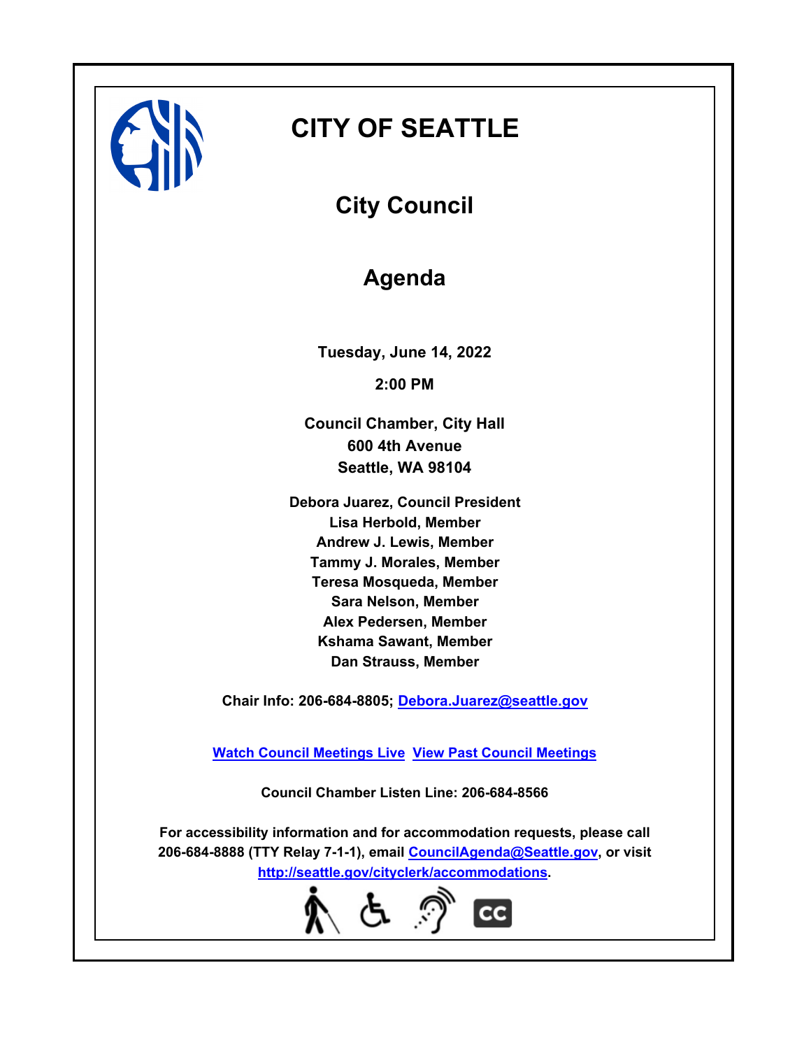# CITY OF SEATTLE

## City Council

## Agenda

**Tuesday, June 14, 2022**

**2:00 PM**

**Council Chamber, City Hall**
**600 4th Avenue**
**Seattle, WA 98104**

**Debora Juarez, Council President**
**Lisa Herbold, Member**
**Andrew J. Lewis, Member**
**Tammy J. Morales, Member**
**Teresa Mosqueda, Member**
**Sara Nelson, Member**
**Alex Pedersen, Member**
**Kshama Sawant, Member**
**Dan Strauss, Member**

**Chair Info: 206-684-8805; Debora.Juarez@seattle.gov**

**Watch Council Meetings Live View Past Council Meetings**

**Council Chamber Listen Line: 206-684-8566**

**For accessibility information and for accommodation requests, please call 206-684-8888 (TTY Relay 7-1-1), email CouncilAgenda@Seattle.gov, or visit http://seattle.gov/cityclerk/accommodations.**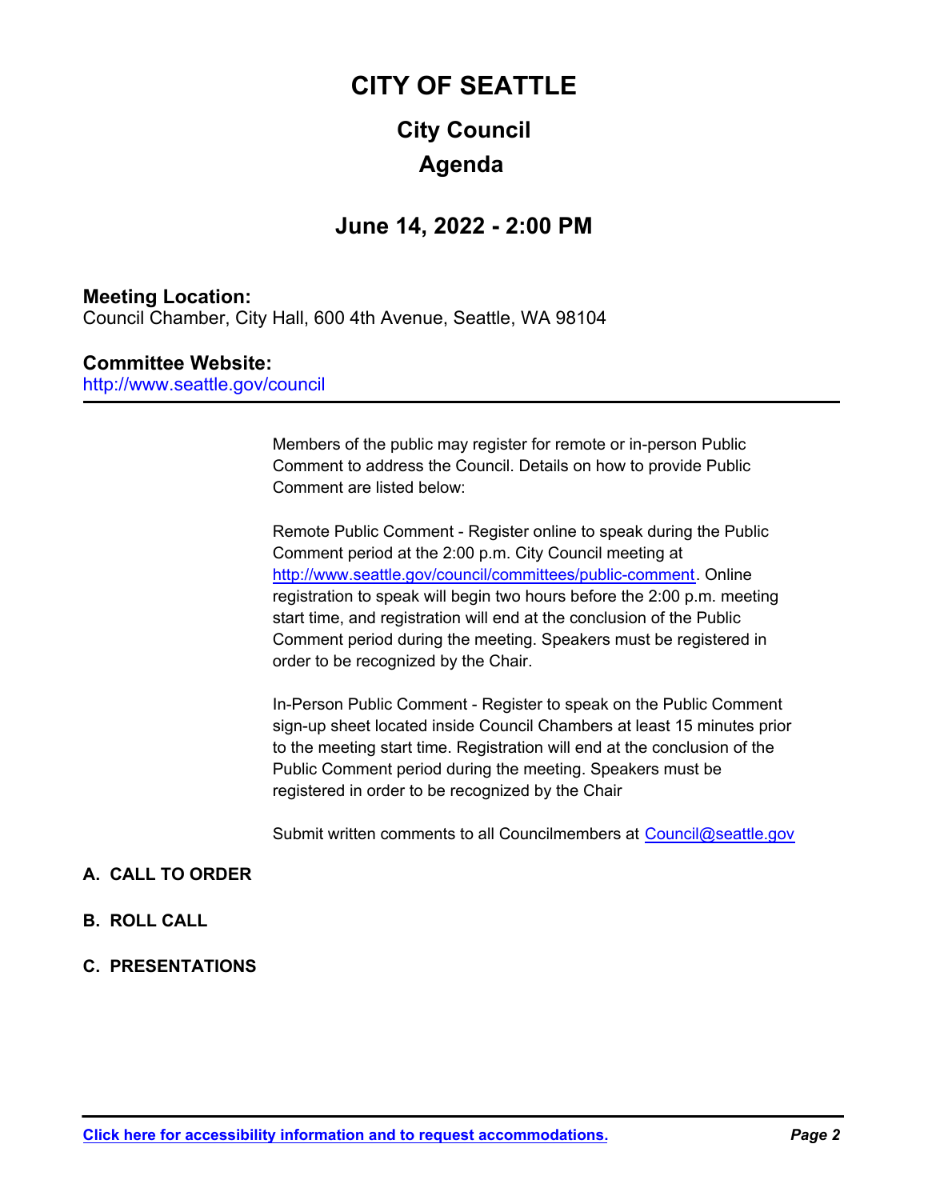# CITY OF SEATTLE

## City Council

## Agenda

### June 14, 2022 - 2:00 PM

**Meeting Location:**
Council Chamber, City Hall, 600 4th Avenue, Seattle, WA 98104

**Committee Website:**
http://www.seattle.gov/council

---

Members of the public may register for remote or in-person Public Comment to address the Council. Details on how to provide Public Comment are listed below:

Remote Public Comment - Register online to speak during the Public Comment period at the 2:00 p.m. City Council meeting at http://www.seattle.gov/council/committees/public-comment. Online registration to speak will begin two hours before the 2:00 p.m. meeting start time, and registration will end at the conclusion of the Public Comment period during the meeting. Speakers must be registered in order to be recognized by the Chair.

In-Person Public Comment - Register to speak on the Public Comment sign-up sheet located inside Council Chambers at least 15 minutes prior to the meeting start time. Registration will end at the conclusion of the Public Comment period during the meeting. Speakers must be registered in order to be recognized by the Chair

Submit written comments to all Councilmembers at Council@seattle.gov

**A. CALL TO ORDER**

**B. ROLL CALL**

**C. PRESENTATIONS**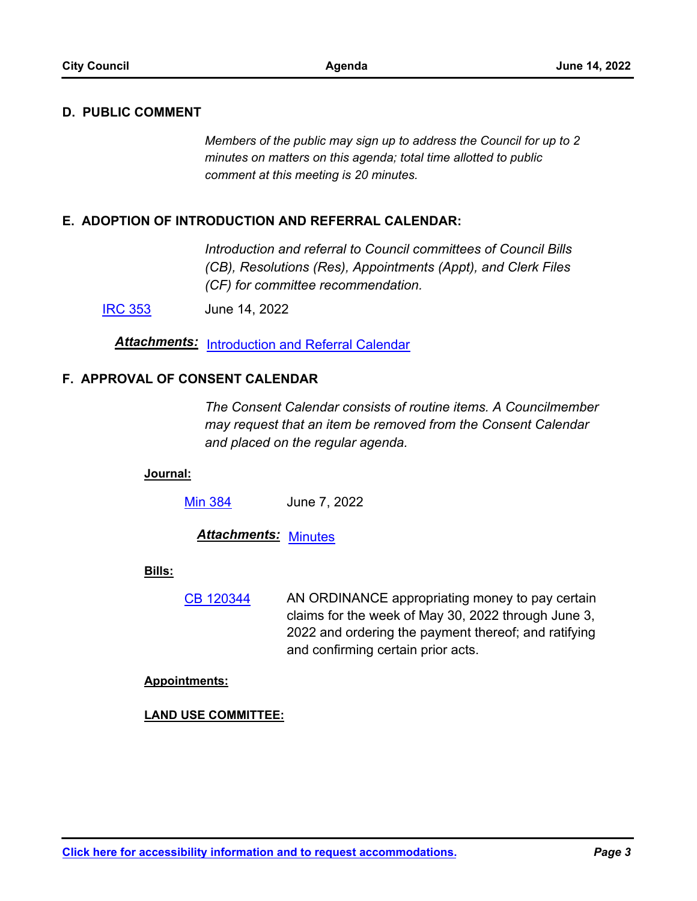## D. PUBLIC COMMENT

*Members of the public may sign up to address the Council for up to 2 minutes on matters on this agenda; total time allotted to public comment at this meeting is 20 minutes.*

## E. ADOPTION OF INTRODUCTION AND REFERRAL CALENDAR:

*Introduction and referral to Council committees of Council Bills (CB), Resolutions (Res), Appointments (Appt), and Clerk Files (CF) for committee recommendation.*

IRC 353 June 14, 2022

***Attachments:*** Introduction and Referral Calendar

## F. APPROVAL OF CONSENT CALENDAR

*The Consent Calendar consists of routine items. A Councilmember may request that an item be removed from the Consent Calendar and placed on the regular agenda.*

**Journal:**

Min 384 June 7, 2022

***Attachments:*** Minutes

**Bills:**

CB 120344 AN ORDINANCE appropriating money to pay certain claims for the week of May 30, 2022 through June 3, 2022 and ordering the payment thereof; and ratifying and confirming certain prior acts.

**Appointments:**

**LAND USE COMMITTEE:**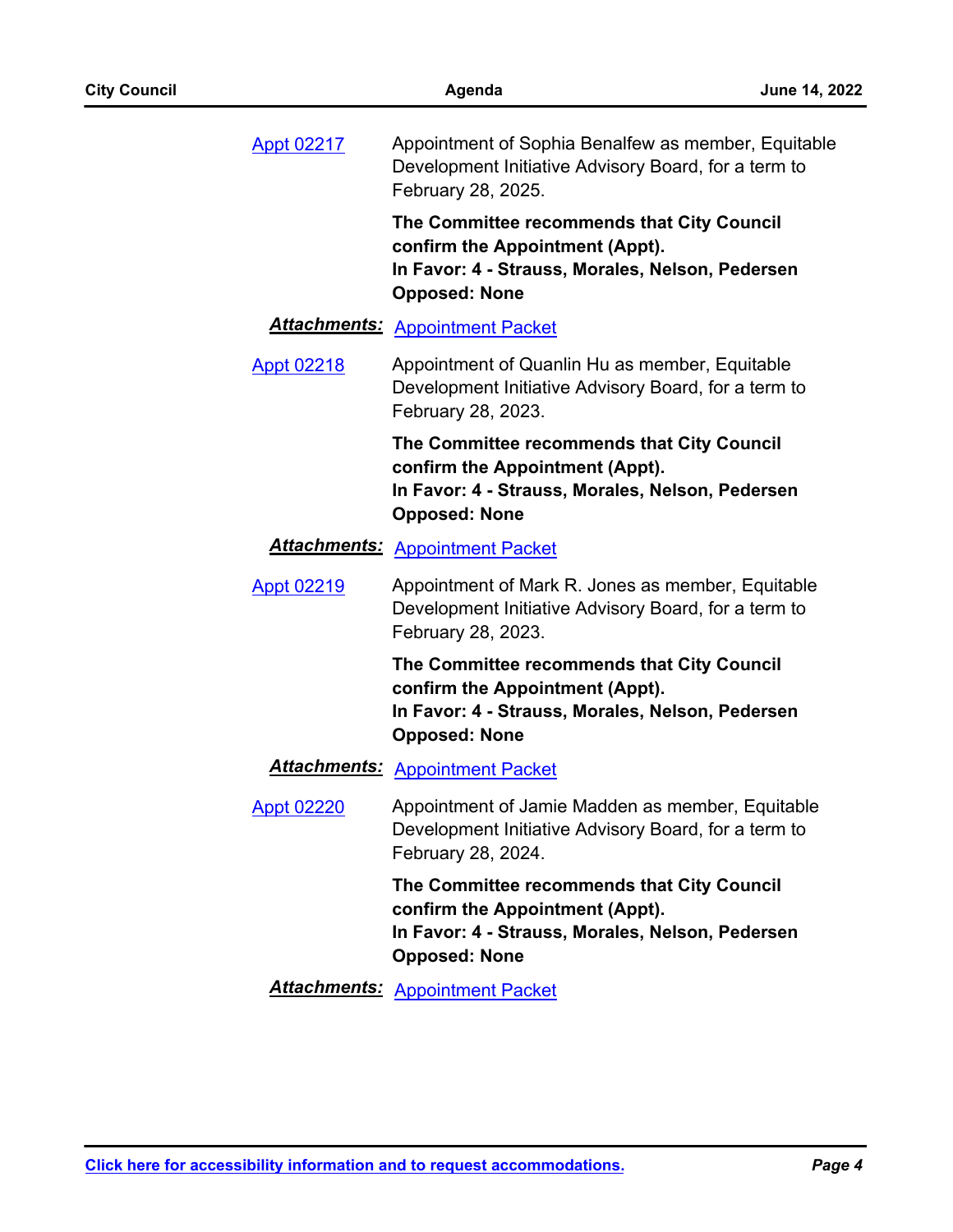Appt 02217 — Appointment of Sophia Benalfew as member, Equitable Development Initiative Advisory Board, for a term to February 28, 2025.

**The Committee recommends that City Council confirm the Appointment (Appt).**
**In Favor: 4 - Strauss, Morales, Nelson, Pedersen**
**Opposed: None**

***Attachments:*** Appointment Packet

Appt 02218 — Appointment of Quanlin Hu as member, Equitable Development Initiative Advisory Board, for a term to February 28, 2023.

**The Committee recommends that City Council confirm the Appointment (Appt).**
**In Favor: 4 - Strauss, Morales, Nelson, Pedersen**
**Opposed: None**

***Attachments:*** Appointment Packet

Appt 02219 — Appointment of Mark R. Jones as member, Equitable Development Initiative Advisory Board, for a term to February 28, 2023.

**The Committee recommends that City Council confirm the Appointment (Appt).**
**In Favor: 4 - Strauss, Morales, Nelson, Pedersen**
**Opposed: None**

***Attachments:*** Appointment Packet

Appt 02220 — Appointment of Jamie Madden as member, Equitable Development Initiative Advisory Board, for a term to February 28, 2024.

**The Committee recommends that City Council confirm the Appointment (Appt).**
**In Favor: 4 - Strauss, Morales, Nelson, Pedersen**
**Opposed: None**

***Attachments:*** Appointment Packet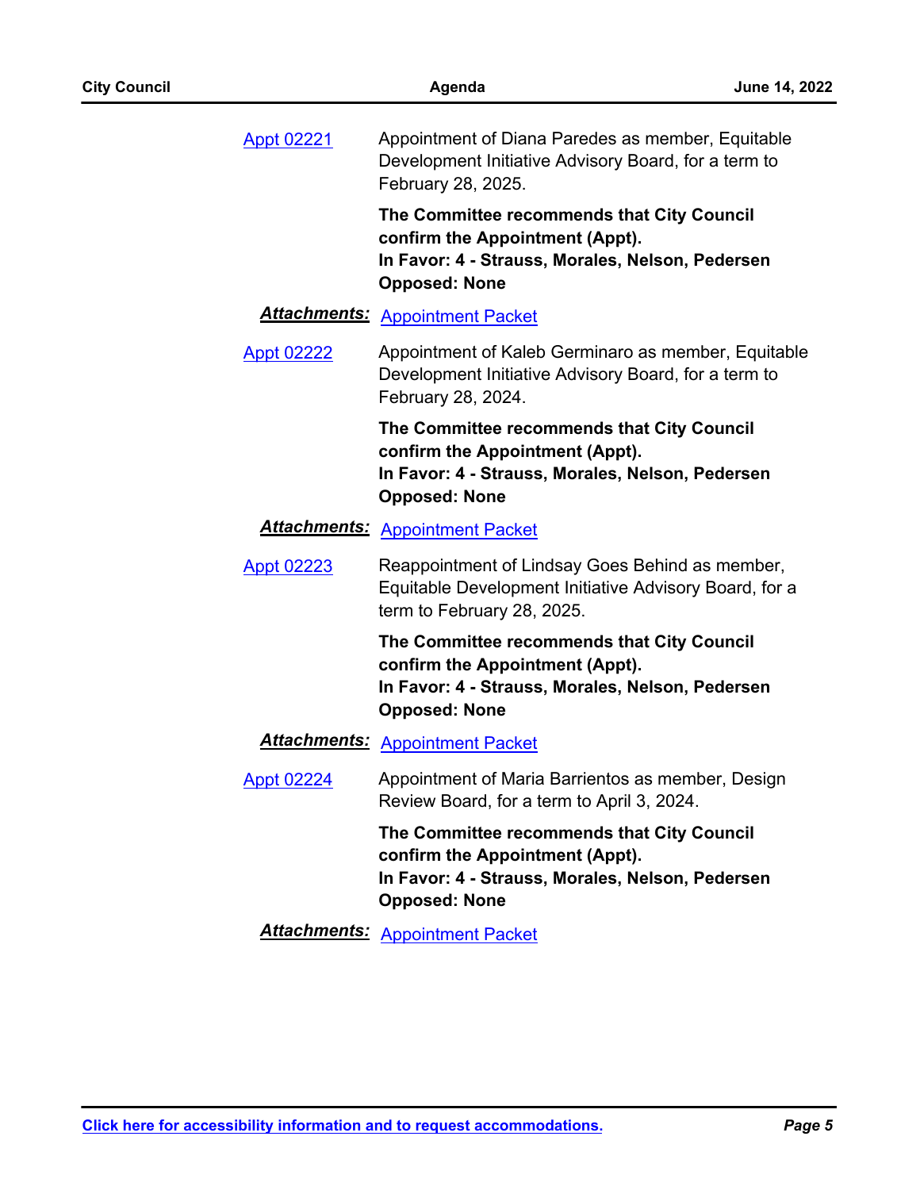Appt 02221 — Appointment of Diana Paredes as member, Equitable Development Initiative Advisory Board, for a term to February 28, 2025.

**The Committee recommends that City Council confirm the Appointment (Appt).**
**In Favor: 4 - Strauss, Morales, Nelson, Pedersen**
**Opposed: None**

***Attachments:*** Appointment Packet

Appt 02222 — Appointment of Kaleb Germinaro as member, Equitable Development Initiative Advisory Board, for a term to February 28, 2024.

**The Committee recommends that City Council confirm the Appointment (Appt).**
**In Favor: 4 - Strauss, Morales, Nelson, Pedersen**
**Opposed: None**

***Attachments:*** Appointment Packet

Appt 02223 — Reappointment of Lindsay Goes Behind as member, Equitable Development Initiative Advisory Board, for a term to February 28, 2025.

**The Committee recommends that City Council confirm the Appointment (Appt).**
**In Favor: 4 - Strauss, Morales, Nelson, Pedersen**
**Opposed: None**

***Attachments:*** Appointment Packet

Appt 02224 — Appointment of Maria Barrientos as member, Design Review Board, for a term to April 3, 2024.

**The Committee recommends that City Council confirm the Appointment (Appt).**
**In Favor: 4 - Strauss, Morales, Nelson, Pedersen**
**Opposed: None**

***Attachments:*** Appointment Packet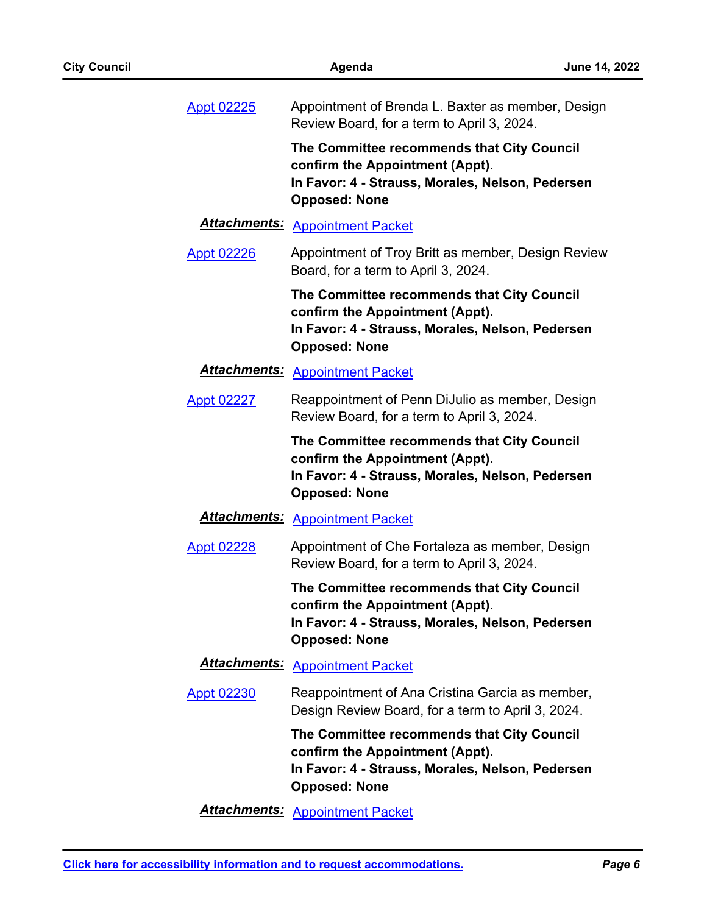[Appt 02225] Appointment of Brenda L. Baxter as member, Design Review Board, for a term to April 3, 2024.

**The Committee recommends that City Council confirm the Appointment (Appt).**
**In Favor: 4 - Strauss, Morales, Nelson, Pedersen**
**Opposed: None**

***Attachments:*** Appointment Packet

[Appt 02226] Appointment of Troy Britt as member, Design Review Board, for a term to April 3, 2024.

**The Committee recommends that City Council confirm the Appointment (Appt).**
**In Favor: 4 - Strauss, Morales, Nelson, Pedersen**
**Opposed: None**

***Attachments:*** Appointment Packet

[Appt 02227] Reappointment of Penn DiJulio as member, Design Review Board, for a term to April 3, 2024.

**The Committee recommends that City Council confirm the Appointment (Appt).**
**In Favor: 4 - Strauss, Morales, Nelson, Pedersen**
**Opposed: None**

***Attachments:*** Appointment Packet

[Appt 02228] Appointment of Che Fortaleza as member, Design Review Board, for a term to April 3, 2024.

**The Committee recommends that City Council confirm the Appointment (Appt).**
**In Favor: 4 - Strauss, Morales, Nelson, Pedersen**
**Opposed: None**

***Attachments:*** Appointment Packet

[Appt 02230] Reappointment of Ana Cristina Garcia as member, Design Review Board, for a term to April 3, 2024.

**The Committee recommends that City Council confirm the Appointment (Appt).**
**In Favor: 4 - Strauss, Morales, Nelson, Pedersen**
**Opposed: None**

***Attachments:*** Appointment Packet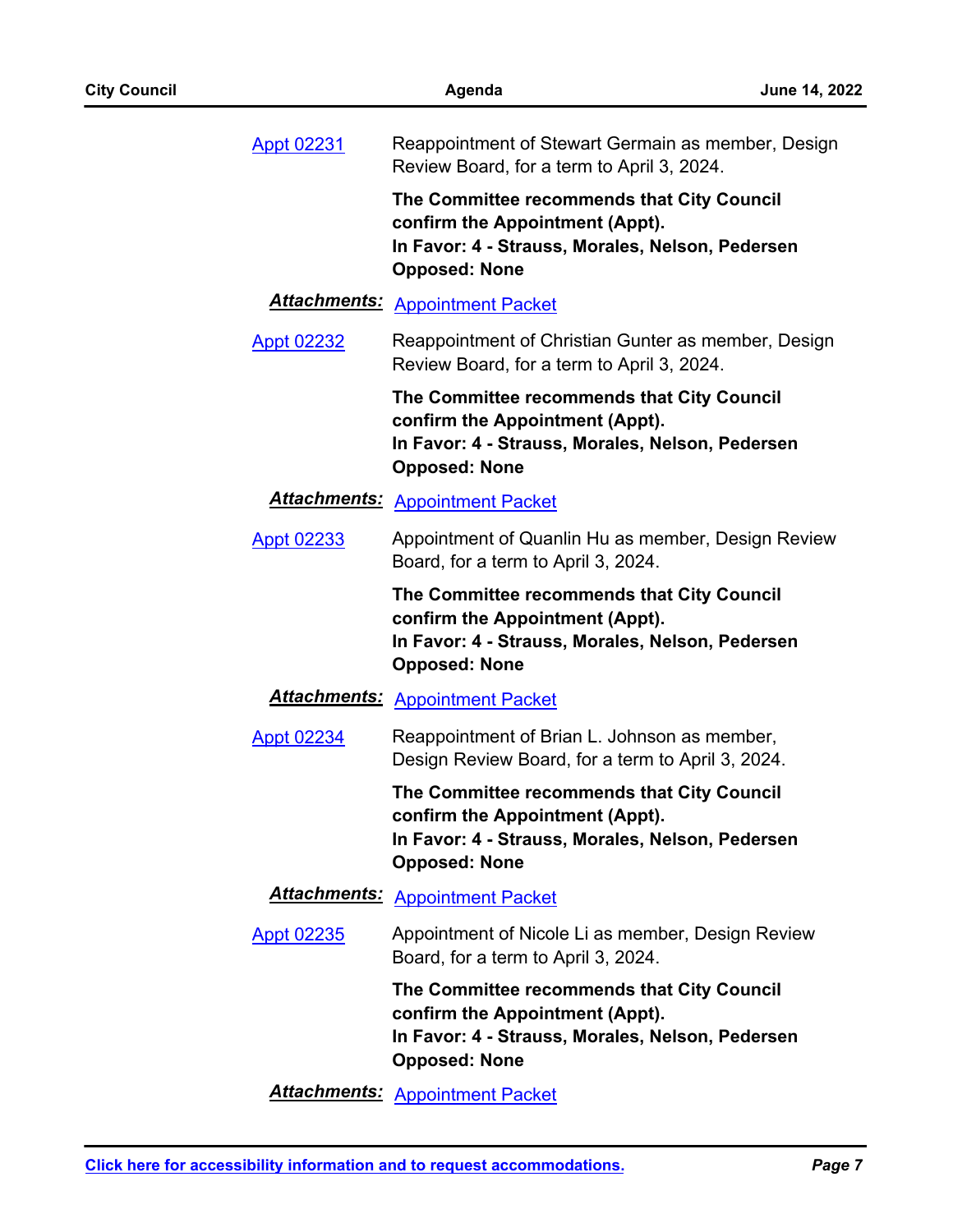Appt 02231 — Reappointment of Stewart Germain as member, Design Review Board, for a term to April 3, 2024.

**The Committee recommends that City Council confirm the Appointment (Appt).**
**In Favor: 4 - Strauss, Morales, Nelson, Pedersen**
**Opposed: None**

***Attachments:*** Appointment Packet

Appt 02232 — Reappointment of Christian Gunter as member, Design Review Board, for a term to April 3, 2024.

**The Committee recommends that City Council confirm the Appointment (Appt).**
**In Favor: 4 - Strauss, Morales, Nelson, Pedersen**
**Opposed: None**

***Attachments:*** Appointment Packet

Appt 02233 — Appointment of Quanlin Hu as member, Design Review Board, for a term to April 3, 2024.

**The Committee recommends that City Council confirm the Appointment (Appt).**
**In Favor: 4 - Strauss, Morales, Nelson, Pedersen**
**Opposed: None**

***Attachments:*** Appointment Packet

Appt 02234 — Reappointment of Brian L. Johnson as member, Design Review Board, for a term to April 3, 2024.

**The Committee recommends that City Council confirm the Appointment (Appt).**
**In Favor: 4 - Strauss, Morales, Nelson, Pedersen**
**Opposed: None**

***Attachments:*** Appointment Packet

Appt 02235 — Appointment of Nicole Li as member, Design Review Board, for a term to April 3, 2024.

**The Committee recommends that City Council confirm the Appointment (Appt).**
**In Favor: 4 - Strauss, Morales, Nelson, Pedersen**
**Opposed: None**

***Attachments:*** Appointment Packet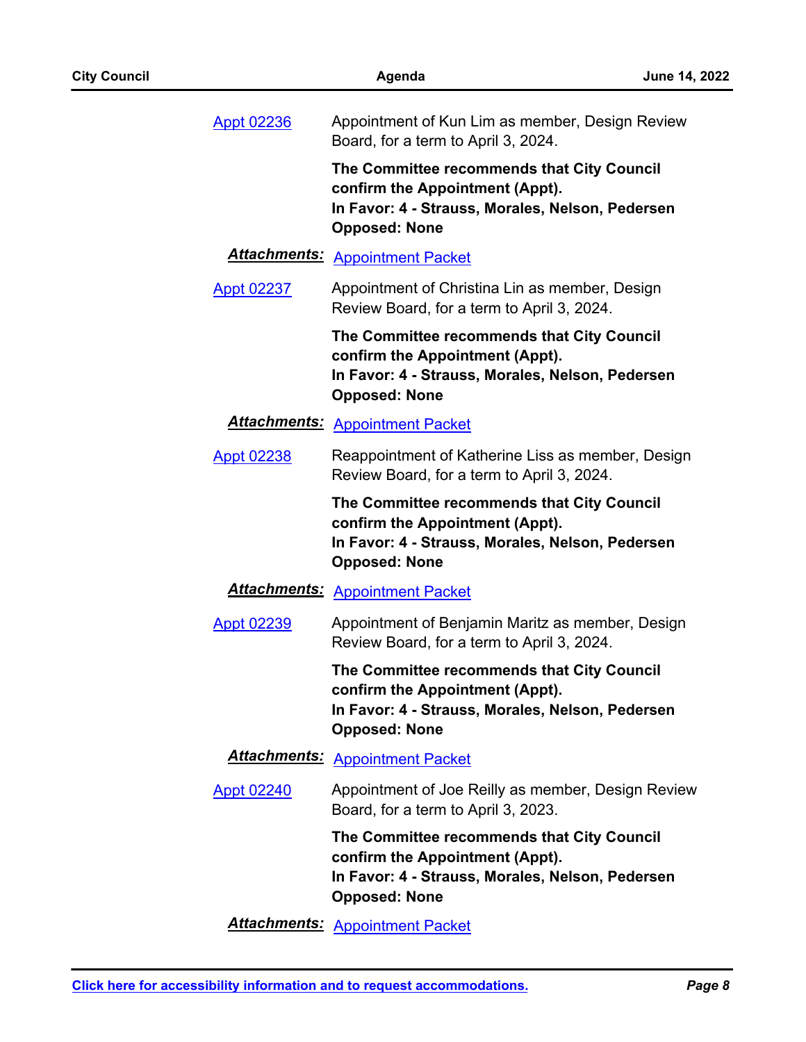[Appt 02236] Appointment of Kun Lim as member, Design Review Board, for a term to April 3, 2024.

**The Committee recommends that City Council confirm the Appointment (Appt).**
**In Favor: 4 - Strauss, Morales, Nelson, Pedersen**
**Opposed: None**

***Attachments:*** Appointment Packet

[Appt 02237] Appointment of Christina Lin as member, Design Review Board, for a term to April 3, 2024.

**The Committee recommends that City Council confirm the Appointment (Appt).**
**In Favor: 4 - Strauss, Morales, Nelson, Pedersen**
**Opposed: None**

***Attachments:*** Appointment Packet

[Appt 02238] Reappointment of Katherine Liss as member, Design Review Board, for a term to April 3, 2024.

**The Committee recommends that City Council confirm the Appointment (Appt).**
**In Favor: 4 - Strauss, Morales, Nelson, Pedersen**
**Opposed: None**

***Attachments:*** Appointment Packet

[Appt 02239] Appointment of Benjamin Maritz as member, Design Review Board, for a term to April 3, 2024.

**The Committee recommends that City Council confirm the Appointment (Appt).**
**In Favor: 4 - Strauss, Morales, Nelson, Pedersen**
**Opposed: None**

***Attachments:*** Appointment Packet

[Appt 02240] Appointment of Joe Reilly as member, Design Review Board, for a term to April 3, 2023.

**The Committee recommends that City Council confirm the Appointment (Appt).**
**In Favor: 4 - Strauss, Morales, Nelson, Pedersen**
**Opposed: None**

***Attachments:*** Appointment Packet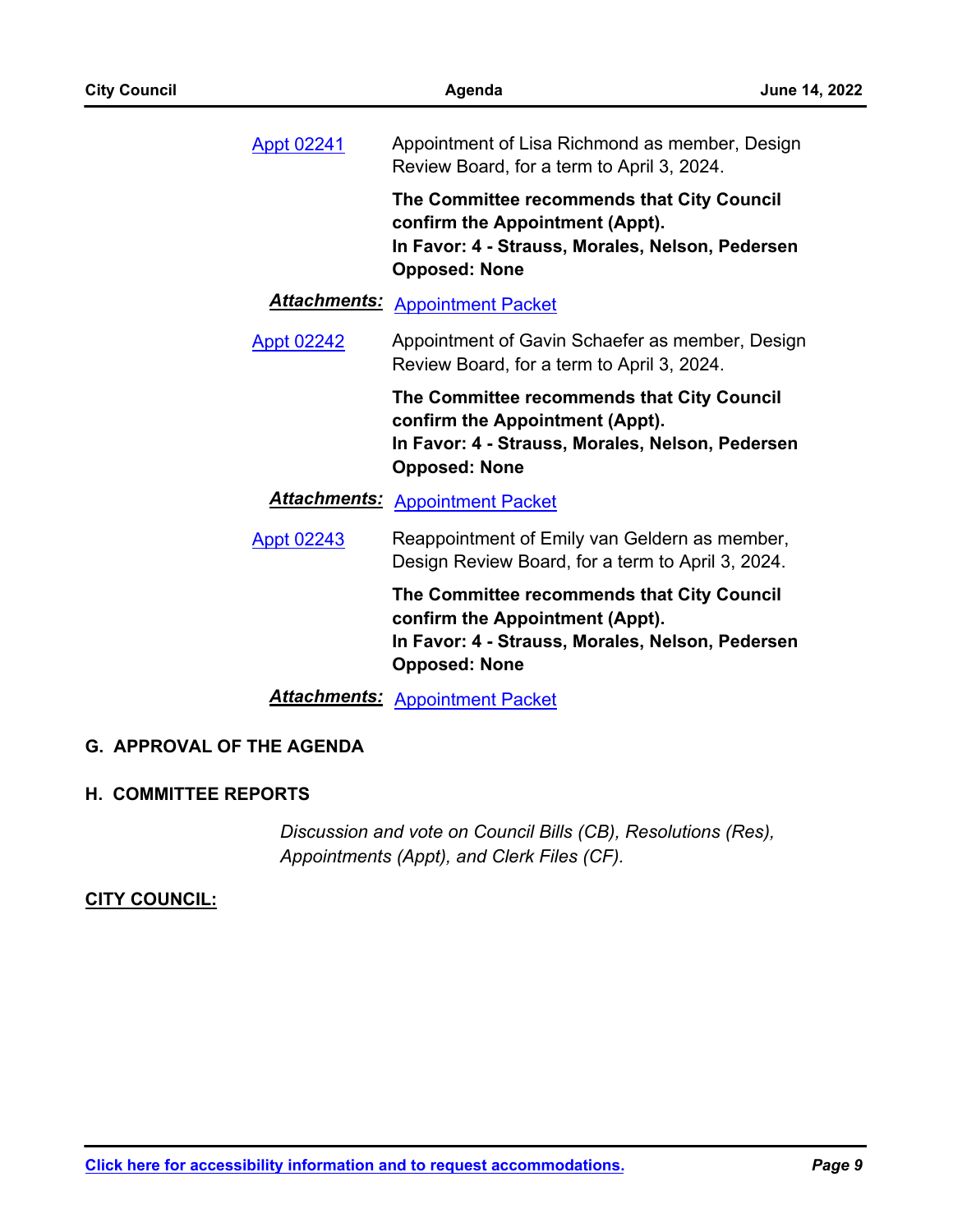Appt 02241 — Appointment of Lisa Richmond as member, Design Review Board, for a term to April 3, 2024.

**The Committee recommends that City Council confirm the Appointment (Appt).**
**In Favor: 4 - Strauss, Morales, Nelson, Pedersen**
**Opposed: None**

***Attachments:*** Appointment Packet

Appt 02242 — Appointment of Gavin Schaefer as member, Design Review Board, for a term to April 3, 2024.

**The Committee recommends that City Council confirm the Appointment (Appt).**
**In Favor: 4 - Strauss, Morales, Nelson, Pedersen**
**Opposed: None**

***Attachments:*** Appointment Packet

Appt 02243 — Reappointment of Emily van Geldern as member, Design Review Board, for a term to April 3, 2024.

**The Committee recommends that City Council confirm the Appointment (Appt).**
**In Favor: 4 - Strauss, Morales, Nelson, Pedersen**
**Opposed: None**

***Attachments:*** Appointment Packet

## G. APPROVAL OF THE AGENDA

## H. COMMITTEE REPORTS

*Discussion and vote on Council Bills (CB), Resolutions (Res), Appointments (Appt), and Clerk Files (CF).*

**CITY COUNCIL:**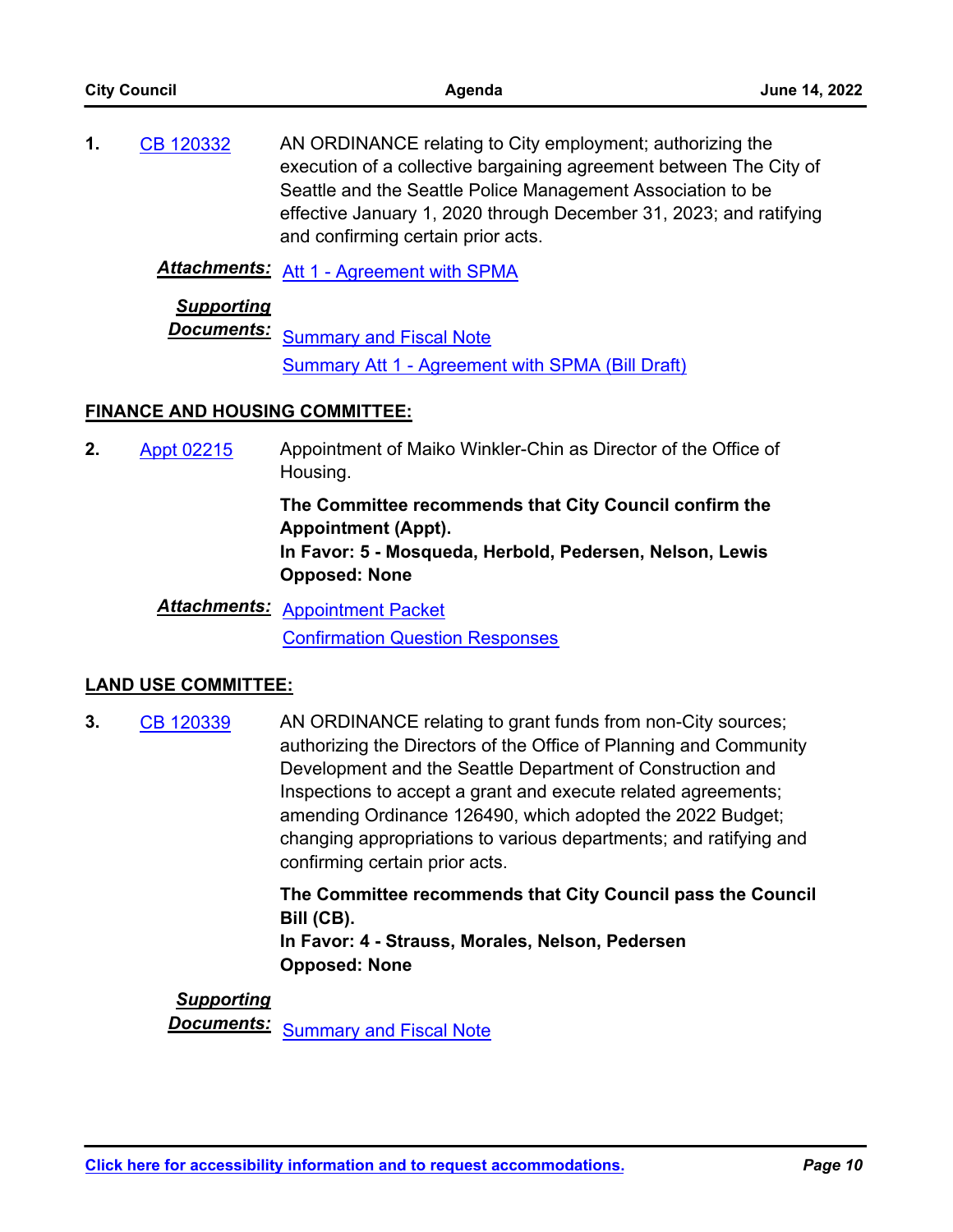1. CB 120332 AN ORDINANCE relating to City employment; authorizing the execution of a collective bargaining agreement between The City of Seattle and the Seattle Police Management Association to be effective January 1, 2020 through December 31, 2023; and ratifying and confirming certain prior acts.

   ***Attachments:*** Att 1 - Agreement with SPMA

   ***Supporting Documents:*** Summary and Fiscal Note
   Summary Att 1 - Agreement with SPMA (Bill Draft)

**FINANCE AND HOUSING COMMITTEE:**

2. Appt 02215 Appointment of Maiko Winkler-Chin as Director of the Office of Housing.

   **The Committee recommends that City Council confirm the Appointment (Appt).**
   **In Favor: 5 - Mosqueda, Herbold, Pedersen, Nelson, Lewis**
   **Opposed: None**

   ***Attachments:*** Appointment Packet
   Confirmation Question Responses

**LAND USE COMMITTEE:**

3. CB 120339 AN ORDINANCE relating to grant funds from non-City sources; authorizing the Directors of the Office of Planning and Community Development and the Seattle Department of Construction and Inspections to accept a grant and execute related agreements; amending Ordinance 126490, which adopted the 2022 Budget; changing appropriations to various departments; and ratifying and confirming certain prior acts.

   **The Committee recommends that City Council pass the Council Bill (CB).**
   **In Favor: 4 - Strauss, Morales, Nelson, Pedersen**
   **Opposed: None**

   ***Supporting Documents:*** Summary and Fiscal Note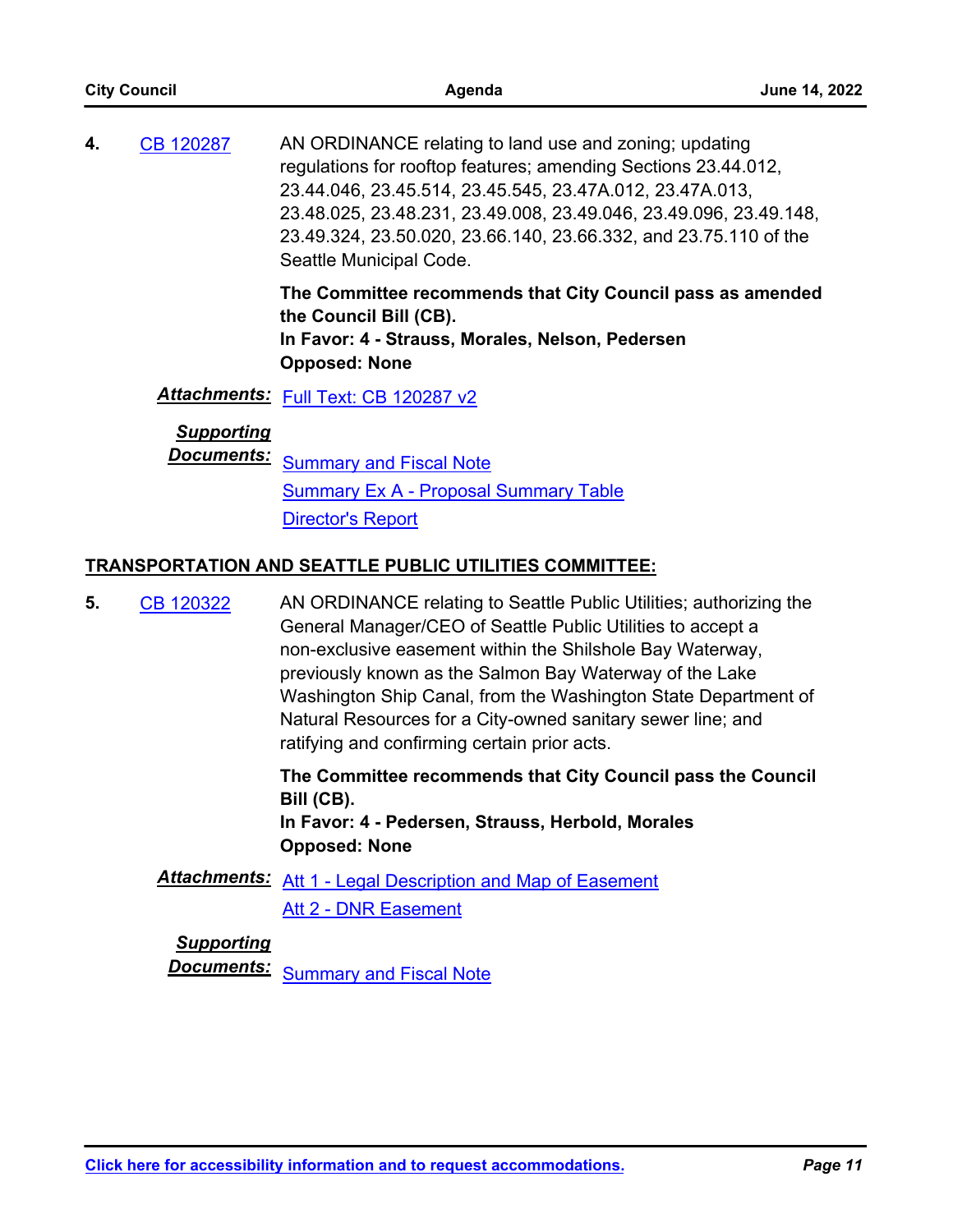**4.** CB 120287

AN ORDINANCE relating to land use and zoning; updating regulations for rooftop features; amending Sections 23.44.012, 23.44.046, 23.45.514, 23.45.545, 23.47A.012, 23.47A.013, 23.48.025, 23.48.231, 23.49.008, 23.49.046, 23.49.096, 23.49.148, 23.49.324, 23.50.020, 23.66.140, 23.66.332, and 23.75.110 of the Seattle Municipal Code.

**The Committee recommends that City Council pass as amended the Council Bill (CB).**
**In Favor: 4 - Strauss, Morales, Nelson, Pedersen**
**Opposed: None**

***Attachments:*** Full Text: CB 120287 v2

***Supporting Documents:*** Summary and Fiscal Note
Summary Ex A - Proposal Summary Table
Director's Report

## TRANSPORTATION AND SEATTLE PUBLIC UTILITIES COMMITTEE:

**5.** CB 120322

AN ORDINANCE relating to Seattle Public Utilities; authorizing the General Manager/CEO of Seattle Public Utilities to accept a non-exclusive easement within the Shilshole Bay Waterway, previously known as the Salmon Bay Waterway of the Lake Washington Ship Canal, from the Washington State Department of Natural Resources for a City-owned sanitary sewer line; and ratifying and confirming certain prior acts.

**The Committee recommends that City Council pass the Council Bill (CB).**
**In Favor: 4 - Pedersen, Strauss, Herbold, Morales**
**Opposed: None**

***Attachments:*** Att 1 - Legal Description and Map of Easement
Att 2 - DNR Easement

***Supporting Documents:*** Summary and Fiscal Note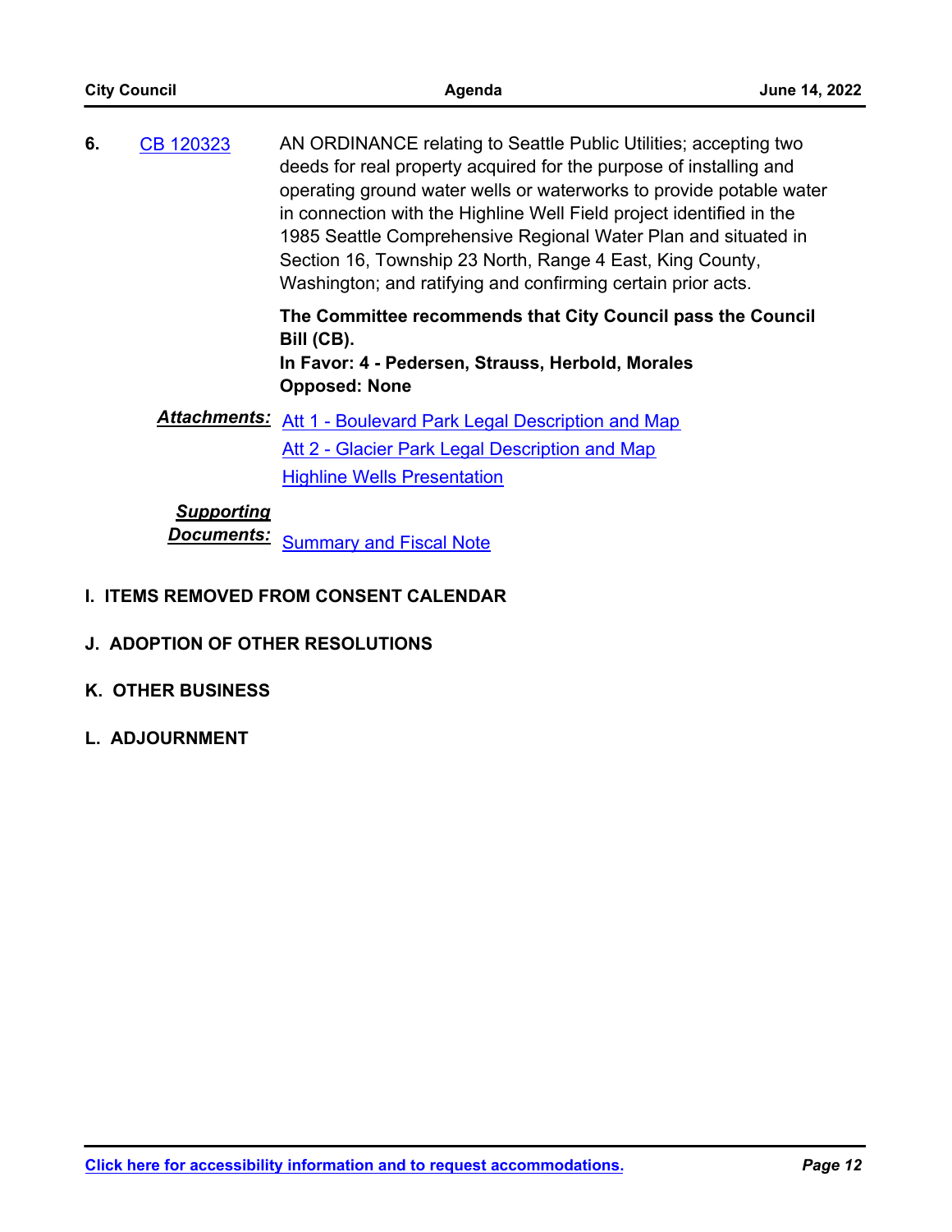**6.** CB 120323

AN ORDINANCE relating to Seattle Public Utilities; accepting two deeds for real property acquired for the purpose of installing and operating ground water wells or waterworks to provide potable water in connection with the Highline Well Field project identified in the 1985 Seattle Comprehensive Regional Water Plan and situated in Section 16, Township 23 North, Range 4 East, King County, Washington; and ratifying and confirming certain prior acts.

**The Committee recommends that City Council pass the Council Bill (CB).**
**In Favor: 4 - Pedersen, Strauss, Herbold, Morales**
**Opposed: None**

***Attachments:*** Att 1 - Boulevard Park Legal Description and Map
Att 2 - Glacier Park Legal Description and Map
Highline Wells Presentation

***Supporting Documents:*** Summary and Fiscal Note

**I. ITEMS REMOVED FROM CONSENT CALENDAR**

**J. ADOPTION OF OTHER RESOLUTIONS**

**K. OTHER BUSINESS**

**L. ADJOURNMENT**

**Click here for accessibility information and to request accommodations.**